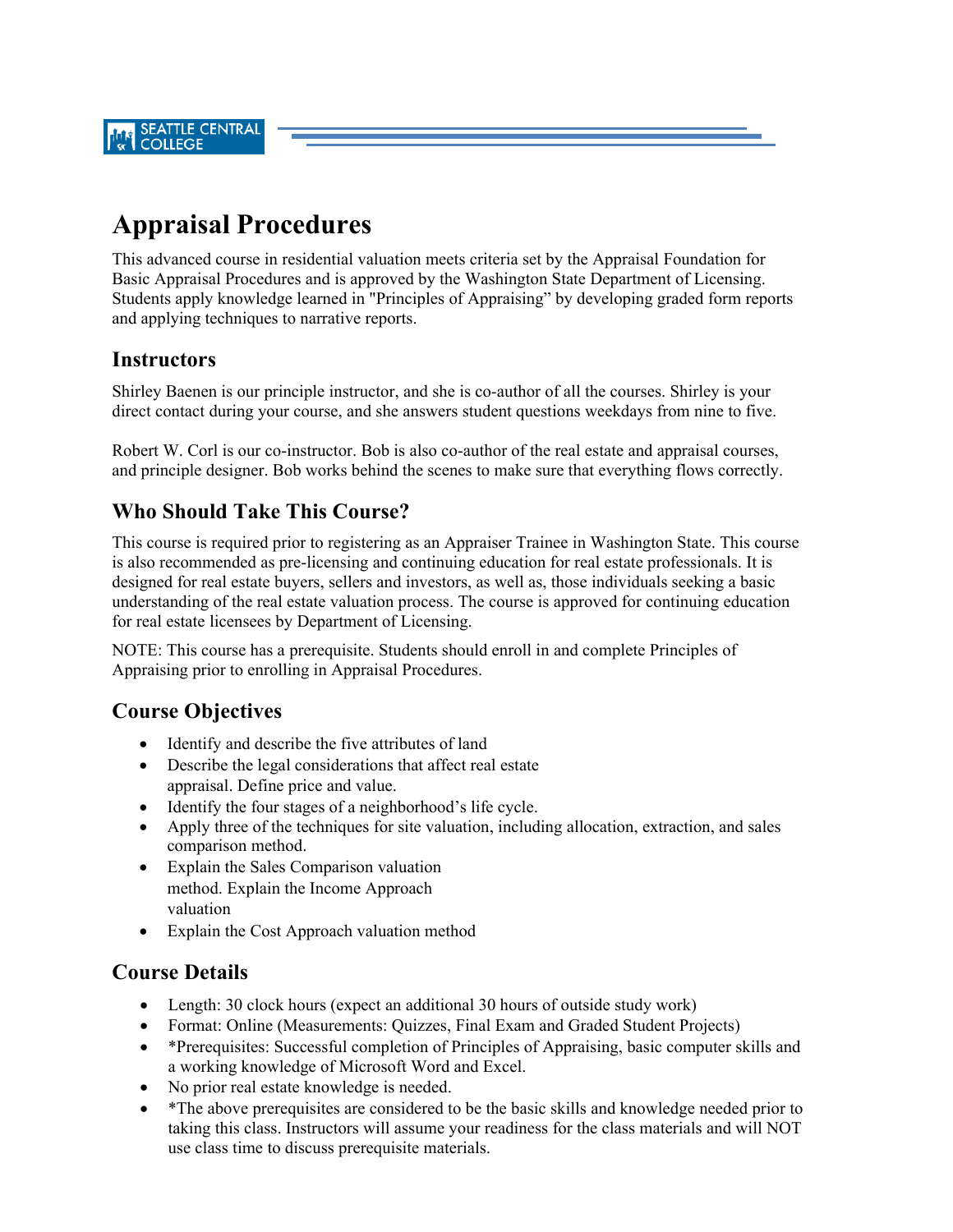SEATTLE CENTRAL COLLEGE

# Appraisal Procedures

This advanced course in residential valuation meets criteria set by the Appraisal Foundation for Basic Appraisal Procedures and is approved by the Washington State Department of Licensing. Students apply knowledge learned in "Principles of Appraising" by developing graded form reports and applying techniques to narrative reports.

## Instructors

Shirley Baenen is our principle instructor, and she is co-author of all the courses. Shirley is your direct contact during your course, and she answers student questions weekdays from nine to five.

Robert W. Corl is our co-instructor. Bob is also co-author of the real estate and appraisal courses, and principle designer. Bob works behind the scenes to make sure that everything flows correctly.

## Who Should Take This Course?

This course is required prior to registering as an Appraiser Trainee in Washington State. This course is also recommended as pre-licensing and continuing education for real estate professionals. It is designed for real estate buyers, sellers and investors, as well as, those individuals seeking a basic understanding of the real estate valuation process. The course is approved for continuing education for real estate licensees by Department of Licensing.

NOTE: This course has a prerequisite. Students should enroll in and complete Principles of Appraising prior to enrolling in Appraisal Procedures.

## Course Objectives

- Identify and describe the five attributes of land
- Describe the legal considerations that affect real estate appraisal. Define price and value.
- Identify the four stages of a neighborhood's life cycle.
- Apply three of the techniques for site valuation, including allocation, extraction, and sales comparison method.
- Explain the Sales Comparison valuation method. Explain the Income Approach valuation
- Explain the Cost Approach valuation method

## Course Details

- Length: 30 clock hours (expect an additional 30 hours of outside study work)
- Format: Online (Measurements: Quizzes, Final Exam and Graded Student Projects)
- *Prerequisites: Successful completion of Principles of Appraising, basic computer skills and a working knowledge of Microsoft Word and Excel.
- No prior real estate knowledge is needed.
- *The above prerequisites are considered to be the basic skills and knowledge needed prior to taking this class. Instructors will assume your readiness for the class materials and will NOT use class time to discuss prerequisite materials.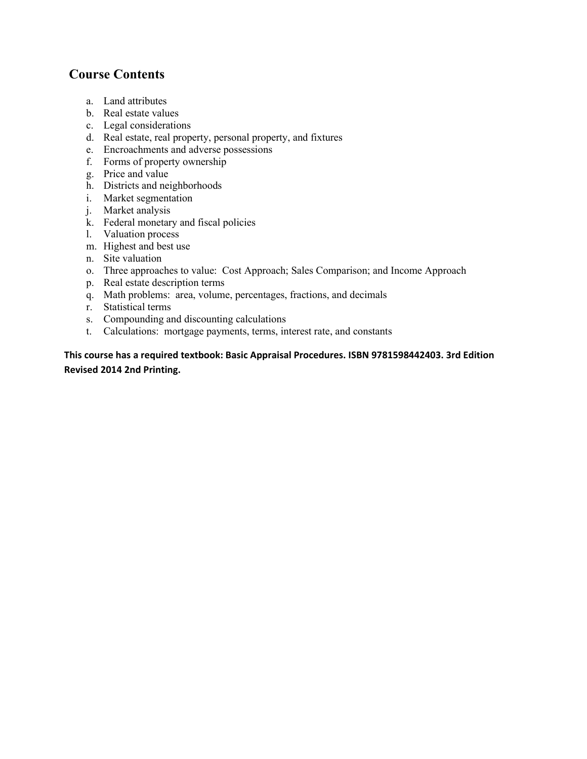## Course Contents

a. Land attributes
b. Real estate values
c. Legal considerations
d. Real estate, real property, personal property, and fixtures
e. Encroachments and adverse possessions
f. Forms of property ownership
g. Price and value
h. Districts and neighborhoods
i. Market segmentation
j. Market analysis
k. Federal monetary and fiscal policies
l. Valuation process
m. Highest and best use
n. Site valuation
o. Three approaches to value: Cost Approach; Sales Comparison; and Income Approach
p. Real estate description terms
q. Math problems: area, volume, percentages, fractions, and decimals
r. Statistical terms
s. Compounding and discounting calculations
t. Calculations: mortgage payments, terms, interest rate, and constants

**This course has a required textbook: Basic Appraisal Procedures. ISBN 9781598442403. 3rd Edition Revised 2014 2nd Printing.**